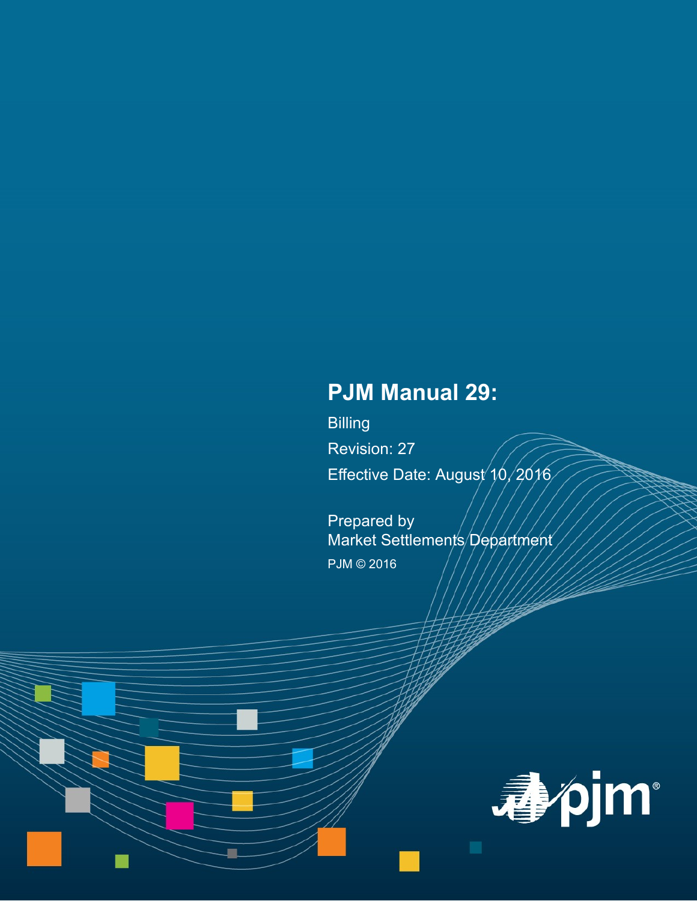# PJM Manual 29:

Billing

Revision: 27

Effective Date: August 10, 2016

Prepared by
Market Settlements Department

PJM © 2016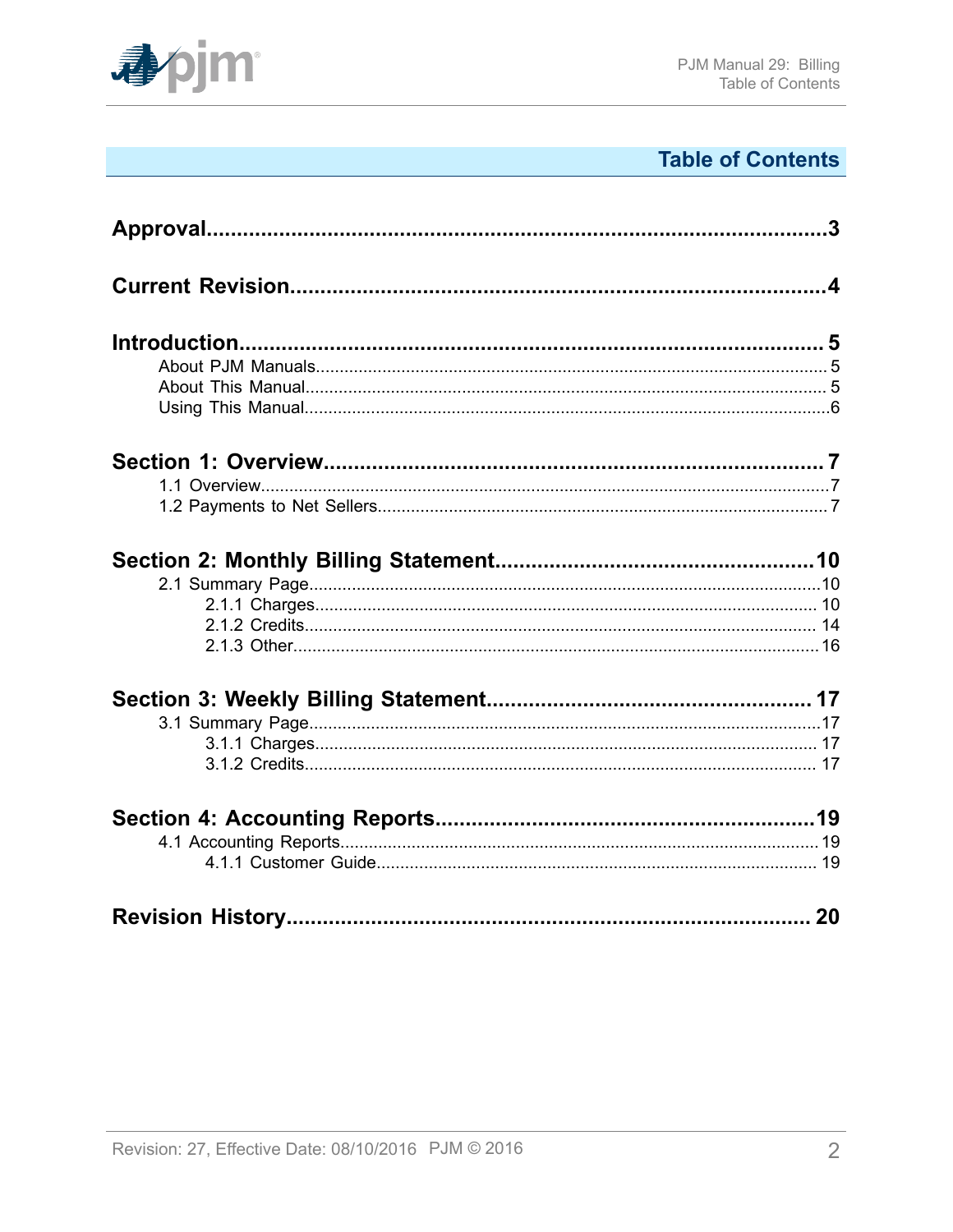# Table of Contents

**Approval** ....................................................................................................3

**Current Revision** ........................................................................................4

**Introduction** ................................................................................................5
- About PJM Manuals ........................................................................................5
- About This Manual ..........................................................................................5
- Using This Manual ...........................................................................................6

**Section 1: Overview** ....................................................................................7
- 1.1 Overview ......................................................................................................7
- 1.2 Payments to Net Sellers ................................................................................7

**Section 2: Monthly Billing Statement** ......................................................10
- 2.1 Summary Page .............................................................................................10
  - 2.1.1 Charges ................................................................................................10
  - 2.1.2 Credits ..................................................................................................14
  - 2.1.3 Other .....................................................................................................16

**Section 3: Weekly Billing Statement** .......................................................17
- 3.1 Summary Page .............................................................................................17
  - 3.1.1 Charges ................................................................................................17
  - 3.1.2 Credits ..................................................................................................17

**Section 4: Accounting Reports** ................................................................19
- 4.1 Accounting Reports ......................................................................................19
  - 4.1.1 Customer Guide ...................................................................................19

**Revision History** .......................................................................................20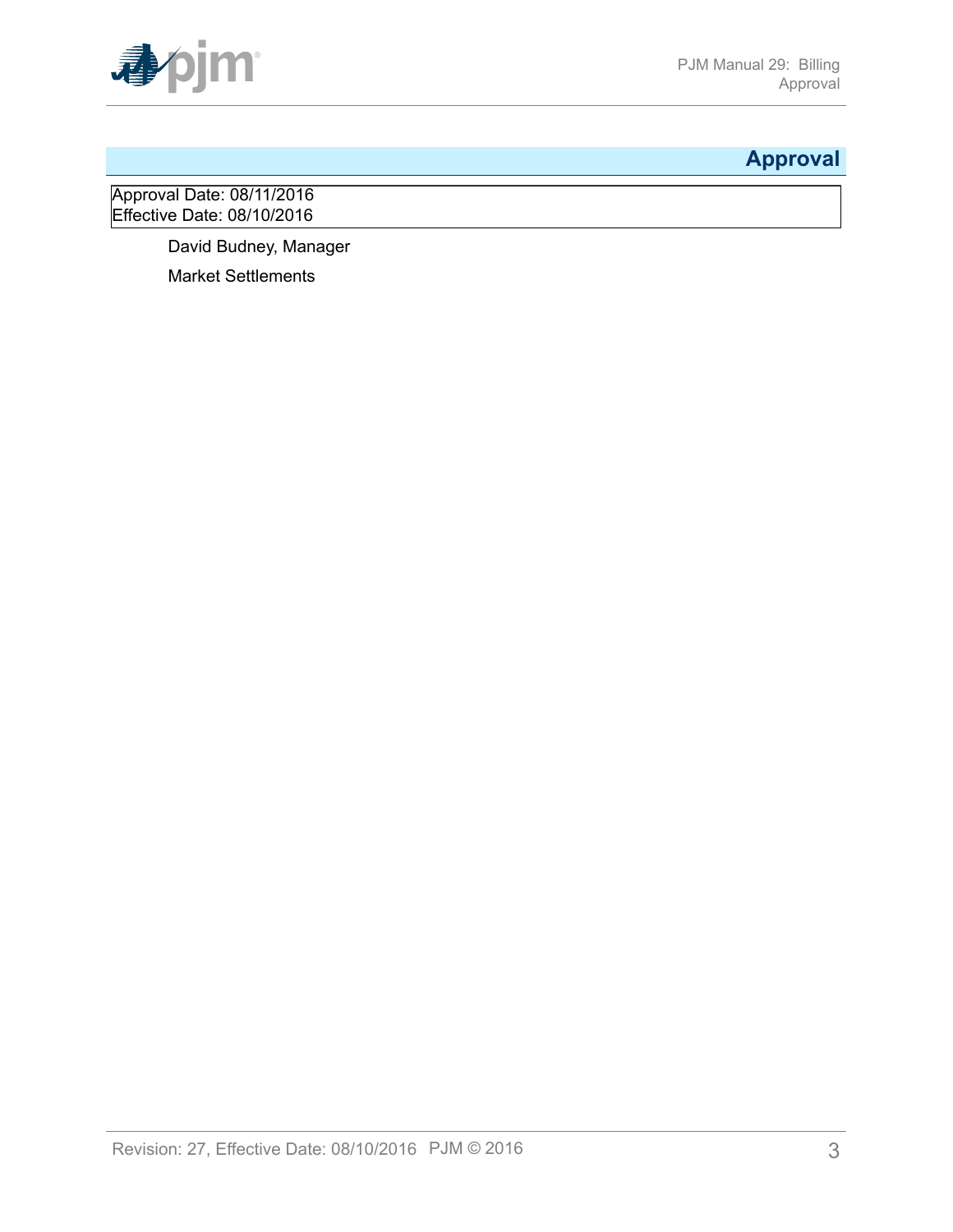# Approval

Approval Date: 08/11/2016
Effective Date: 08/10/2016

David Budney, Manager

Market Settlements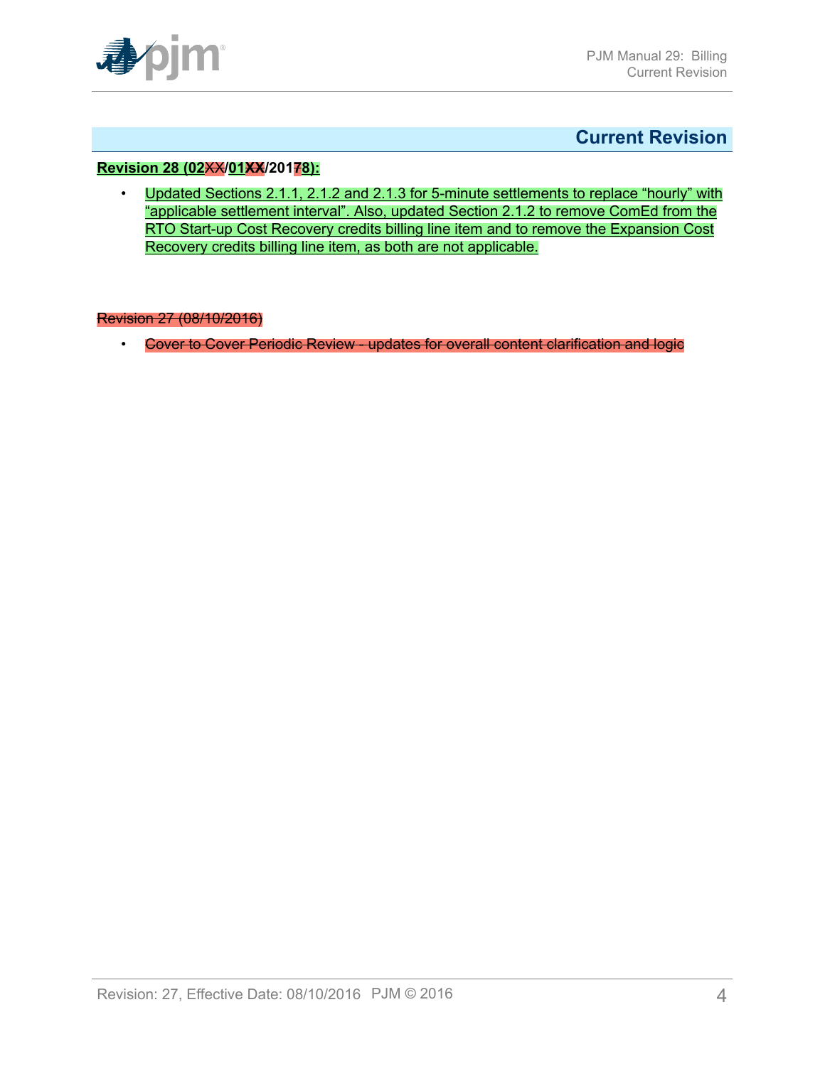## Current Revision

**Revision 28 (02XX/01XX/20178):**

- Updated Sections 2.1.1, 2.1.2 and 2.1.3 for 5-minute settlements to replace "hourly" with "applicable settlement interval". Also, updated Section 2.1.2 to remove ComEd from the RTO Start-up Cost Recovery credits billing line item and to remove the Expansion Cost Recovery credits billing line item, as both are not applicable.

~~Revision 27 (08/10/2016)~~

- ~~Cover to Cover Periodic Review - updates for overall content clarification and logic~~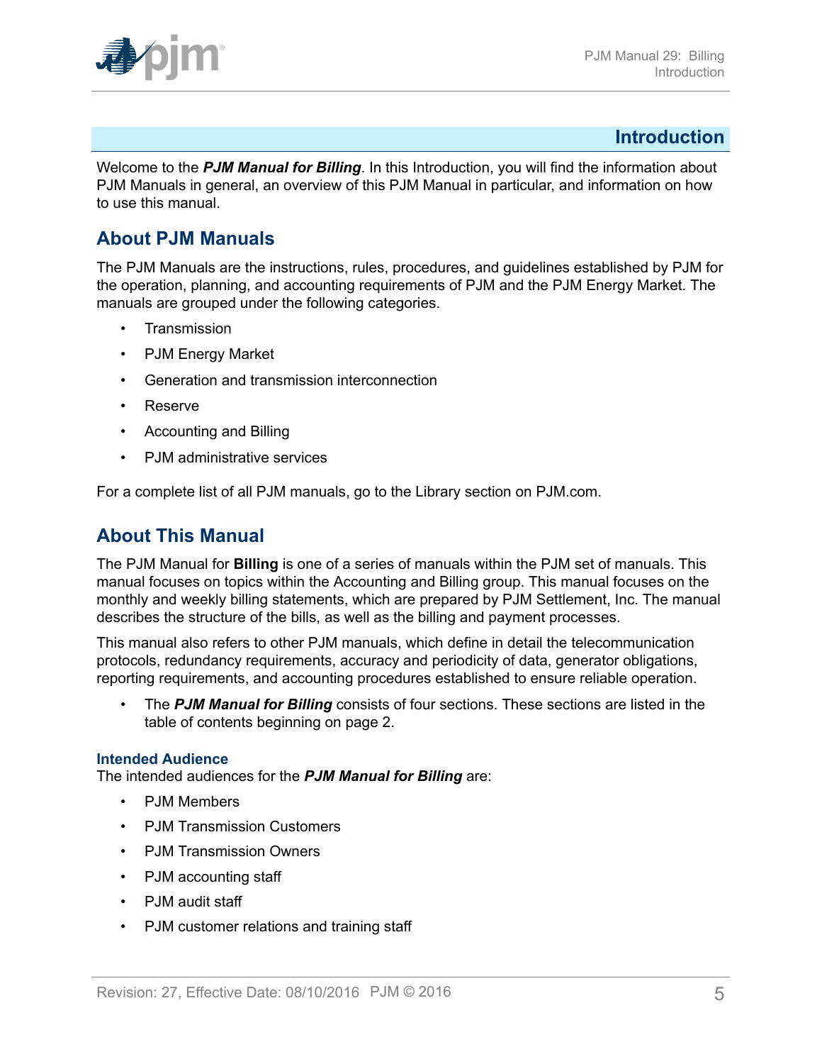# Introduction

Welcome to the ***PJM Manual for Billing***. In this Introduction, you will find the information about PJM Manuals in general, an overview of this PJM Manual in particular, and information on how to use this manual.

## About PJM Manuals

The PJM Manuals are the instructions, rules, procedures, and guidelines established by PJM for the operation, planning, and accounting requirements of PJM and the PJM Energy Market. The manuals are grouped under the following categories.

- Transmission
- PJM Energy Market
- Generation and transmission interconnection
- Reserve
- Accounting and Billing
- PJM administrative services

For a complete list of all PJM manuals, go to the Library section on PJM.com.

## About This Manual

The PJM Manual for **Billing** is one of a series of manuals within the PJM set of manuals. This manual focuses on topics within the Accounting and Billing group. This manual focuses on the monthly and weekly billing statements, which are prepared by PJM Settlement, Inc. The manual describes the structure of the bills, as well as the billing and payment processes.

This manual also refers to other PJM manuals, which define in detail the telecommunication protocols, redundancy requirements, accuracy and periodicity of data, generator obligations, reporting requirements, and accounting procedures established to ensure reliable operation.

- The ***PJM Manual for Billing*** consists of four sections. These sections are listed in the table of contents beginning on page 2.

### Intended Audience

The intended audiences for the ***PJM Manual for Billing*** are:

- PJM Members
- PJM Transmission Customers
- PJM Transmission Owners
- PJM accounting staff
- PJM audit staff
- PJM customer relations and training staff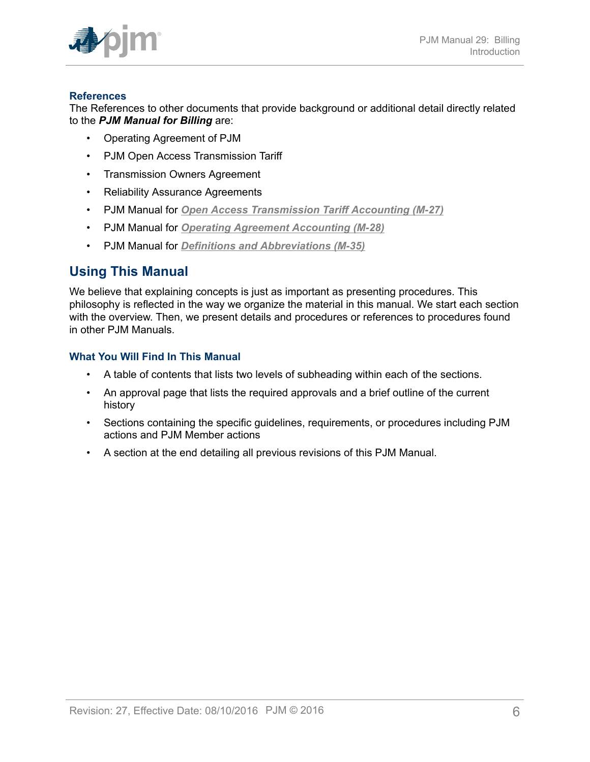### References

The References to other documents that provide background or additional detail directly related to the ***PJM Manual for Billing*** are:

- Operating Agreement of PJM
- PJM Open Access Transmission Tariff
- Transmission Owners Agreement
- Reliability Assurance Agreements
- PJM Manual for ***Open Access Transmission Tariff Accounting (M-27)***
- PJM Manual for ***Operating Agreement Accounting (M-28)***
- PJM Manual for ***Definitions and Abbreviations (M-35)***

## Using This Manual

We believe that explaining concepts is just as important as presenting procedures. This philosophy is reflected in the way we organize the material in this manual. We start each section with the overview. Then, we present details and procedures or references to procedures found in other PJM Manuals.

### What You Will Find In This Manual

- A table of contents that lists two levels of subheading within each of the sections.
- An approval page that lists the required approvals and a brief outline of the current history
- Sections containing the specific guidelines, requirements, or procedures including PJM actions and PJM Member actions
- A section at the end detailing all previous revisions of this PJM Manual.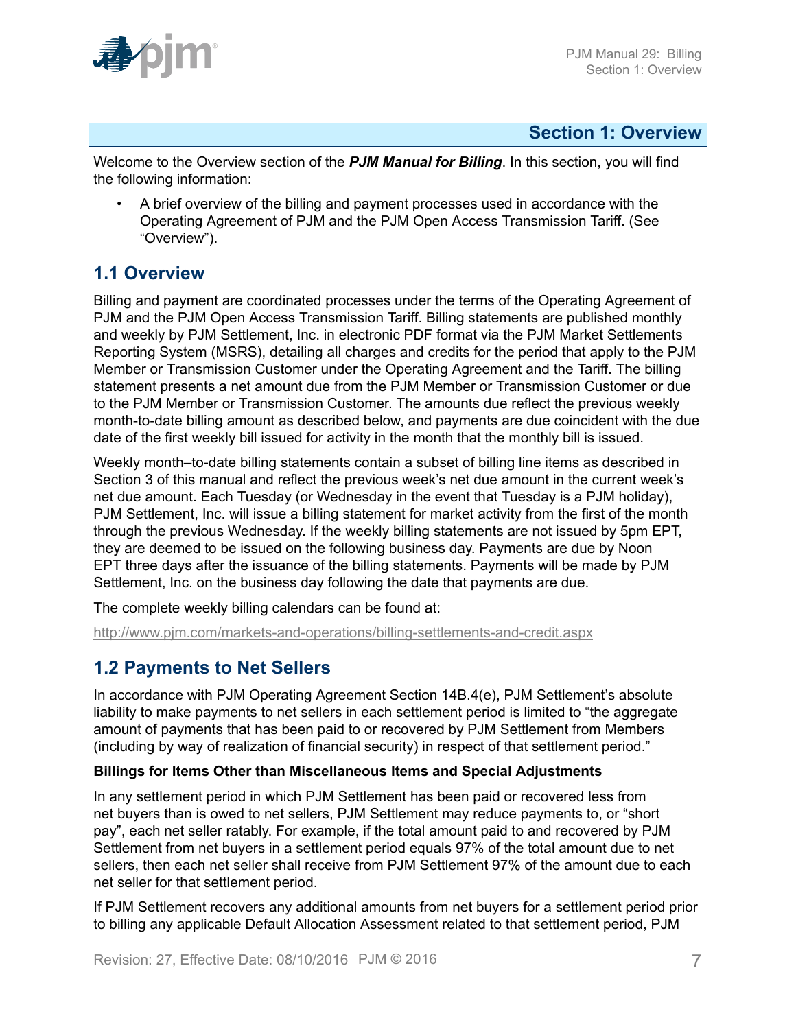# Section 1: Overview

Welcome to the Overview section of the ***PJM Manual for Billing***. In this section, you will find the following information:

- A brief overview of the billing and payment processes used in accordance with the Operating Agreement of PJM and the PJM Open Access Transmission Tariff. (See "Overview").

## 1.1 Overview

Billing and payment are coordinated processes under the terms of the Operating Agreement of PJM and the PJM Open Access Transmission Tariff. Billing statements are published monthly and weekly by PJM Settlement, Inc. in electronic PDF format via the PJM Market Settlements Reporting System (MSRS), detailing all charges and credits for the period that apply to the PJM Member or Transmission Customer under the Operating Agreement and the Tariff. The billing statement presents a net amount due from the PJM Member or Transmission Customer or due to the PJM Member or Transmission Customer. The amounts due reflect the previous weekly month-to-date billing amount as described below, and payments are due coincident with the due date of the first weekly bill issued for activity in the month that the monthly bill is issued.

Weekly month–to-date billing statements contain a subset of billing line items as described in Section 3 of this manual and reflect the previous week's net due amount in the current week's net due amount. Each Tuesday (or Wednesday in the event that Tuesday is a PJM holiday), PJM Settlement, Inc. will issue a billing statement for market activity from the first of the month through the previous Wednesday. If the weekly billing statements are not issued by 5pm EPT, they are deemed to be issued on the following business day. Payments are due by Noon EPT three days after the issuance of the billing statements. Payments will be made by PJM Settlement, Inc. on the business day following the date that payments are due.

The complete weekly billing calendars can be found at:

http://www.pjm.com/markets-and-operations/billing-settlements-and-credit.aspx

## 1.2 Payments to Net Sellers

In accordance with PJM Operating Agreement Section 14B.4(e), PJM Settlement's absolute liability to make payments to net sellers in each settlement period is limited to "the aggregate amount of payments that has been paid to or recovered by PJM Settlement from Members (including by way of realization of financial security) in respect of that settlement period."

**Billings for Items Other than Miscellaneous Items and Special Adjustments**

In any settlement period in which PJM Settlement has been paid or recovered less from net buyers than is owed to net sellers, PJM Settlement may reduce payments to, or "short pay", each net seller ratably. For example, if the total amount paid to and recovered by PJM Settlement from net buyers in a settlement period equals 97% of the total amount due to net sellers, then each net seller shall receive from PJM Settlement 97% of the amount due to each net seller for that settlement period.

If PJM Settlement recovers any additional amounts from net buyers for a settlement period prior to billing any applicable Default Allocation Assessment related to that settlement period, PJM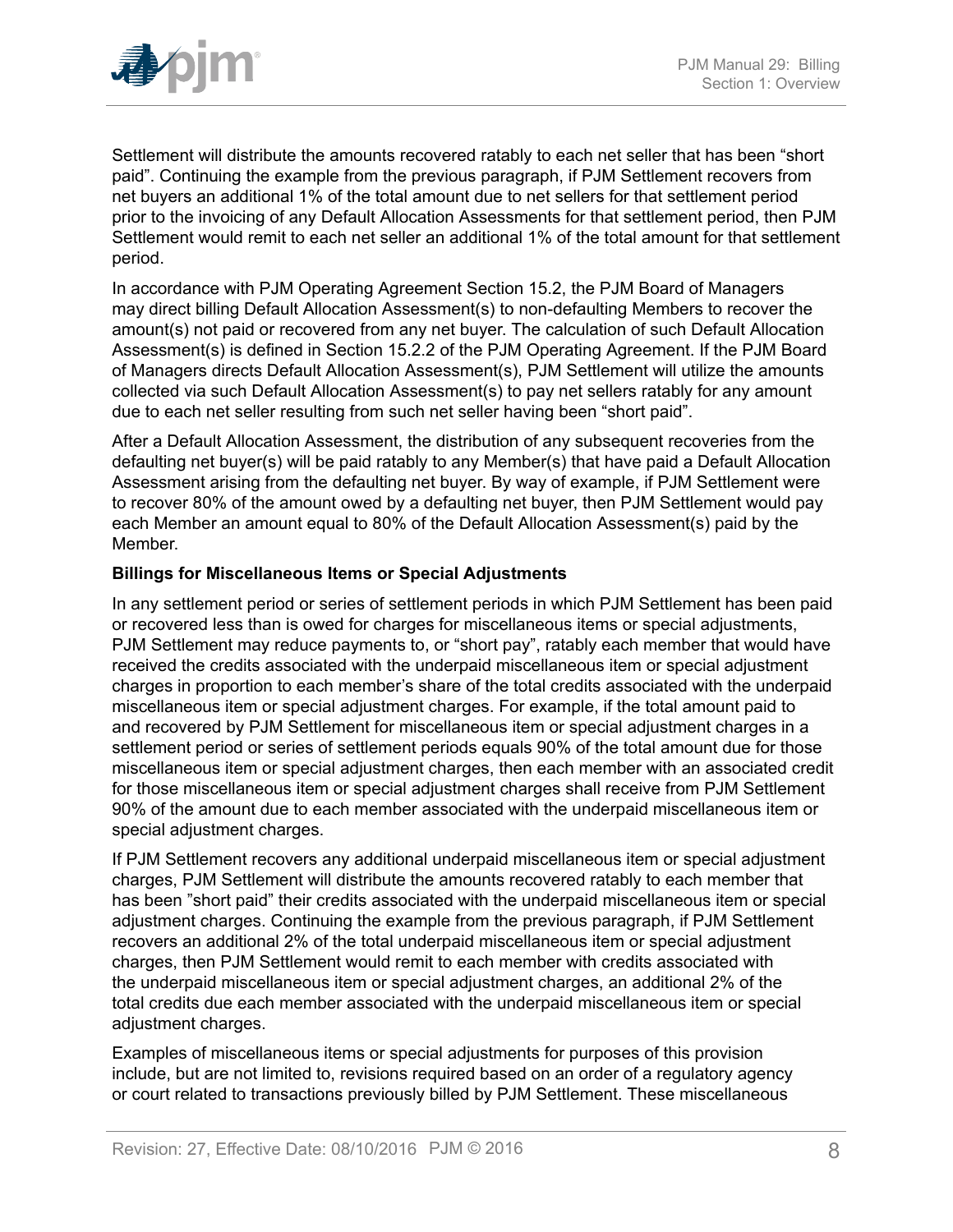Settlement will distribute the amounts recovered ratably to each net seller that has been "short paid". Continuing the example from the previous paragraph, if PJM Settlement recovers from net buyers an additional 1% of the total amount due to net sellers for that settlement period prior to the invoicing of any Default Allocation Assessments for that settlement period, then PJM Settlement would remit to each net seller an additional 1% of the total amount for that settlement period.

In accordance with PJM Operating Agreement Section 15.2, the PJM Board of Managers may direct billing Default Allocation Assessment(s) to non-defaulting Members to recover the amount(s) not paid or recovered from any net buyer. The calculation of such Default Allocation Assessment(s) is defined in Section 15.2.2 of the PJM Operating Agreement. If the PJM Board of Managers directs Default Allocation Assessment(s), PJM Settlement will utilize the amounts collected via such Default Allocation Assessment(s) to pay net sellers ratably for any amount due to each net seller resulting from such net seller having been "short paid".

After a Default Allocation Assessment, the distribution of any subsequent recoveries from the defaulting net buyer(s) will be paid ratably to any Member(s) that have paid a Default Allocation Assessment arising from the defaulting net buyer. By way of example, if PJM Settlement were to recover 80% of the amount owed by a defaulting net buyer, then PJM Settlement would pay each Member an amount equal to 80% of the Default Allocation Assessment(s) paid by the Member.

**Billings for Miscellaneous Items or Special Adjustments**

In any settlement period or series of settlement periods in which PJM Settlement has been paid or recovered less than is owed for charges for miscellaneous items or special adjustments, PJM Settlement may reduce payments to, or "short pay", ratably each member that would have received the credits associated with the underpaid miscellaneous item or special adjustment charges in proportion to each member's share of the total credits associated with the underpaid miscellaneous item or special adjustment charges. For example, if the total amount paid to and recovered by PJM Settlement for miscellaneous item or special adjustment charges in a settlement period or series of settlement periods equals 90% of the total amount due for those miscellaneous item or special adjustment charges, then each member with an associated credit for those miscellaneous item or special adjustment charges shall receive from PJM Settlement 90% of the amount due to each member associated with the underpaid miscellaneous item or special adjustment charges.

If PJM Settlement recovers any additional underpaid miscellaneous item or special adjustment charges, PJM Settlement will distribute the amounts recovered ratably to each member that has been "short paid" their credits associated with the underpaid miscellaneous item or special adjustment charges. Continuing the example from the previous paragraph, if PJM Settlement recovers an additional 2% of the total underpaid miscellaneous item or special adjustment charges, then PJM Settlement would remit to each member with credits associated with the underpaid miscellaneous item or special adjustment charges, an additional 2% of the total credits due each member associated with the underpaid miscellaneous item or special adjustment charges.

Examples of miscellaneous items or special adjustments for purposes of this provision include, but are not limited to, revisions required based on an order of a regulatory agency or court related to transactions previously billed by PJM Settlement. These miscellaneous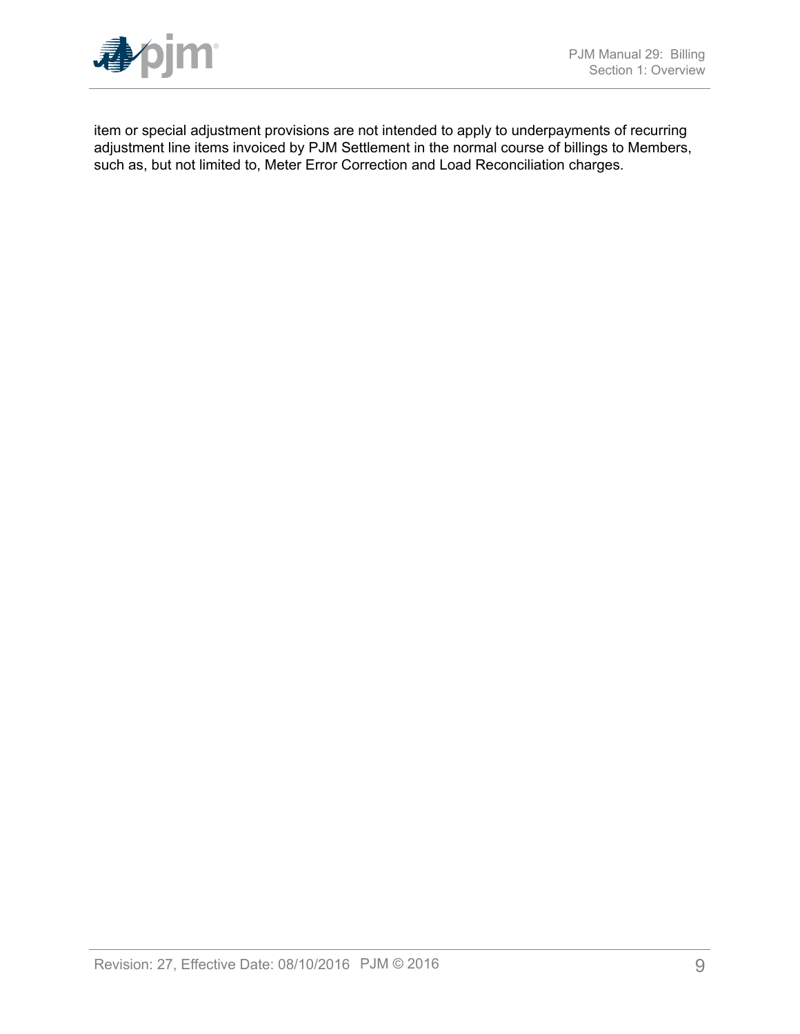item or special adjustment provisions are not intended to apply to underpayments of recurring adjustment line items invoiced by PJM Settlement in the normal course of billings to Members, such as, but not limited to, Meter Error Correction and Load Reconciliation charges.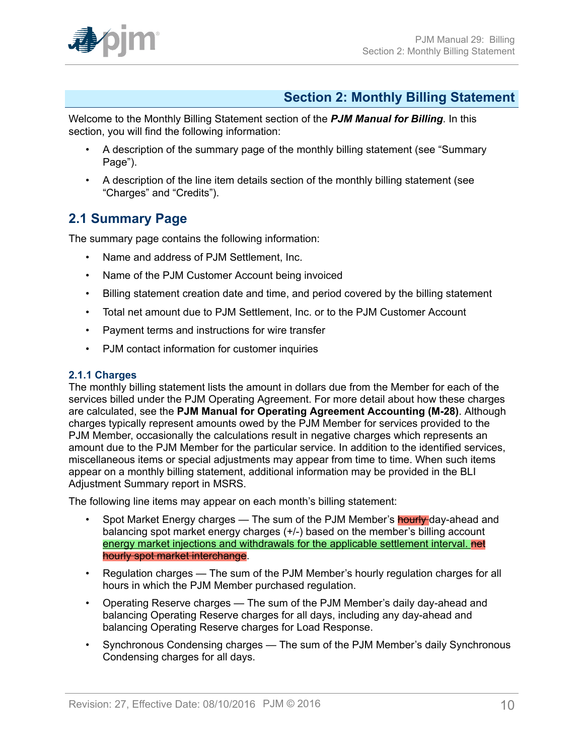# Section 2: Monthly Billing Statement

Welcome to the Monthly Billing Statement section of the ***PJM Manual for Billing***. In this section, you will find the following information:

- A description of the summary page of the monthly billing statement (see "Summary Page").
- A description of the line item details section of the monthly billing statement (see "Charges" and "Credits").

## 2.1 Summary Page

The summary page contains the following information:

- Name and address of PJM Settlement, Inc.
- Name of the PJM Customer Account being invoiced
- Billing statement creation date and time, and period covered by the billing statement
- Total net amount due to PJM Settlement, Inc. or to the PJM Customer Account
- Payment terms and instructions for wire transfer
- PJM contact information for customer inquiries

### 2.1.1 Charges

The monthly billing statement lists the amount in dollars due from the Member for each of the services billed under the PJM Operating Agreement. For more detail about how these charges are calculated, see the **PJM Manual for Operating Agreement Accounting (M-28)**. Although charges typically represent amounts owed by the PJM Member for services provided to the PJM Member, occasionally the calculations result in negative charges which represents an amount due to the PJM Member for the particular service. In addition to the identified services, miscellaneous items or special adjustments may appear from time to time. When such items appear on a monthly billing statement, additional information may be provided in the BLI Adjustment Summary report in MSRS.

The following line items may appear on each month's billing statement:

- Spot Market Energy charges — The sum of the PJM Member's ~~hourly~~ day-ahead and balancing spot market energy charges (+/-) based on the member's billing account energy market injections and withdrawals for the applicable settlement interval. ~~net hourly spot market interchange~~.
- Regulation charges — The sum of the PJM Member's hourly regulation charges for all hours in which the PJM Member purchased regulation.
- Operating Reserve charges — The sum of the PJM Member's daily day-ahead and balancing Operating Reserve charges for all days, including any day-ahead and balancing Operating Reserve charges for Load Response.
- Synchronous Condensing charges — The sum of the PJM Member's daily Synchronous Condensing charges for all days.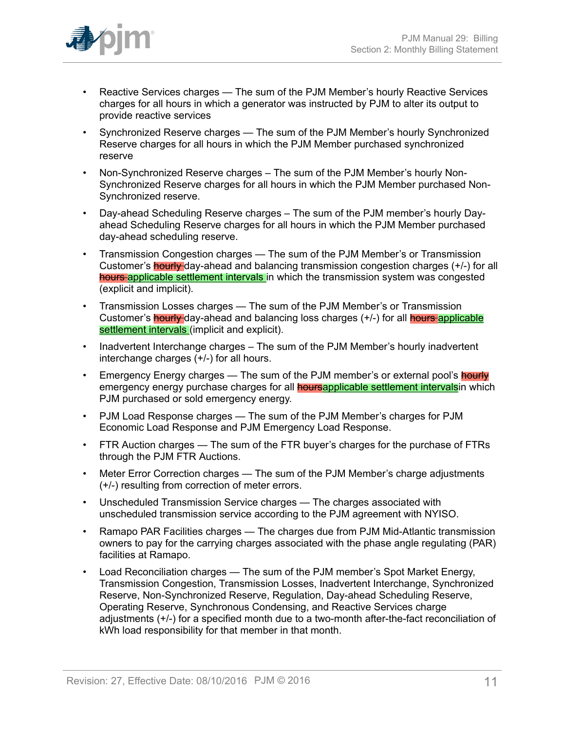- Reactive Services charges — The sum of the PJM Member's hourly Reactive Services charges for all hours in which a generator was instructed by PJM to alter its output to provide reactive services
- Synchronized Reserve charges — The sum of the PJM Member's hourly Synchronized Reserve charges for all hours in which the PJM Member purchased synchronized reserve
- Non-Synchronized Reserve charges – The sum of the PJM Member's hourly Non-Synchronized Reserve charges for all hours in which the PJM Member purchased Non-Synchronized reserve.
- Day-ahead Scheduling Reserve charges – The sum of the PJM member's hourly Day-ahead Scheduling Reserve charges for all hours in which the PJM Member purchased day-ahead scheduling reserve.
- Transmission Congestion charges — The sum of the PJM Member's or Transmission Customer's ~~hourly~~ day-ahead and balancing transmission congestion charges (+/-) for all ~~hours~~ applicable settlement intervals in which the transmission system was congested (explicit and implicit).
- Transmission Losses charges — The sum of the PJM Member's or Transmission Customer's ~~hourly~~ day-ahead and balancing loss charges (+/-) for all ~~hours~~ applicable settlement intervals (implicit and explicit).
- Inadvertent Interchange charges – The sum of the PJM Member's hourly inadvertent interchange charges (+/-) for all hours.
- Emergency Energy charges — The sum of the PJM member's or external pool's ~~hourly~~ emergency energy purchase charges for all ~~hours~~applicable settlement intervalsin which PJM purchased or sold emergency energy.
- PJM Load Response charges — The sum of the PJM Member's charges for PJM Economic Load Response and PJM Emergency Load Response.
- FTR Auction charges — The sum of the FTR buyer's charges for the purchase of FTRs through the PJM FTR Auctions.
- Meter Error Correction charges — The sum of the PJM Member's charge adjustments (+/-) resulting from correction of meter errors.
- Unscheduled Transmission Service charges — The charges associated with unscheduled transmission service according to the PJM agreement with NYISO.
- Ramapo PAR Facilities charges — The charges due from PJM Mid-Atlantic transmission owners to pay for the carrying charges associated with the phase angle regulating (PAR) facilities at Ramapo.
- Load Reconciliation charges — The sum of the PJM member's Spot Market Energy, Transmission Congestion, Transmission Losses, Inadvertent Interchange, Synchronized Reserve, Non-Synchronized Reserve, Regulation, Day-ahead Scheduling Reserve, Operating Reserve, Synchronous Condensing, and Reactive Services charge adjustments (+/-) for a specified month due to a two-month after-the-fact reconciliation of kWh load responsibility for that member in that month.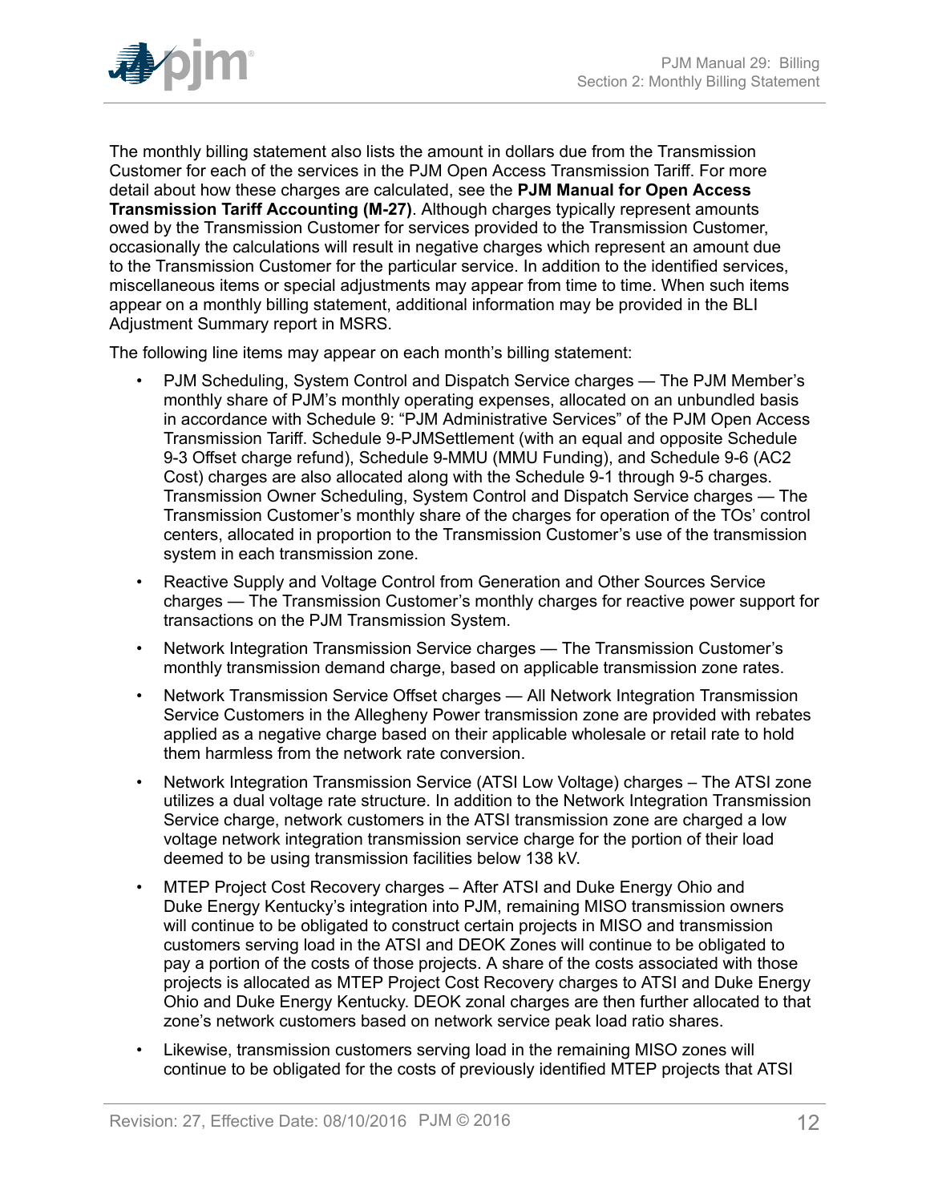The monthly billing statement also lists the amount in dollars due from the Transmission Customer for each of the services in the PJM Open Access Transmission Tariff. For more detail about how these charges are calculated, see the **PJM Manual for Open Access Transmission Tariff Accounting (M-27)**. Although charges typically represent amounts owed by the Transmission Customer for services provided to the Transmission Customer, occasionally the calculations will result in negative charges which represent an amount due to the Transmission Customer for the particular service. In addition to the identified services, miscellaneous items or special adjustments may appear from time to time. When such items appear on a monthly billing statement, additional information may be provided in the BLI Adjustment Summary report in MSRS.

The following line items may appear on each month's billing statement:

- PJM Scheduling, System Control and Dispatch Service charges — The PJM Member's monthly share of PJM's monthly operating expenses, allocated on an unbundled basis in accordance with Schedule 9: "PJM Administrative Services" of the PJM Open Access Transmission Tariff. Schedule 9-PJMSettlement (with an equal and opposite Schedule 9-3 Offset charge refund), Schedule 9-MMU (MMU Funding), and Schedule 9-6 (AC2 Cost) charges are also allocated along with the Schedule 9-1 through 9-5 charges. Transmission Owner Scheduling, System Control and Dispatch Service charges — The Transmission Customer's monthly share of the charges for operation of the TOs' control centers, allocated in proportion to the Transmission Customer's use of the transmission system in each transmission zone.
- Reactive Supply and Voltage Control from Generation and Other Sources Service charges — The Transmission Customer's monthly charges for reactive power support for transactions on the PJM Transmission System.
- Network Integration Transmission Service charges — The Transmission Customer's monthly transmission demand charge, based on applicable transmission zone rates.
- Network Transmission Service Offset charges — All Network Integration Transmission Service Customers in the Allegheny Power transmission zone are provided with rebates applied as a negative charge based on their applicable wholesale or retail rate to hold them harmless from the network rate conversion.
- Network Integration Transmission Service (ATSI Low Voltage) charges – The ATSI zone utilizes a dual voltage rate structure. In addition to the Network Integration Transmission Service charge, network customers in the ATSI transmission zone are charged a low voltage network integration transmission service charge for the portion of their load deemed to be using transmission facilities below 138 kV.
- MTEP Project Cost Recovery charges – After ATSI and Duke Energy Ohio and Duke Energy Kentucky's integration into PJM, remaining MISO transmission owners will continue to be obligated to construct certain projects in MISO and transmission customers serving load in the ATSI and DEOK Zones will continue to be obligated to pay a portion of the costs of those projects. A share of the costs associated with those projects is allocated as MTEP Project Cost Recovery charges to ATSI and Duke Energy Ohio and Duke Energy Kentucky. DEOK zonal charges are then further allocated to that zone's network customers based on network service peak load ratio shares.
- Likewise, transmission customers serving load in the remaining MISO zones will continue to be obligated for the costs of previously identified MTEP projects that ATSI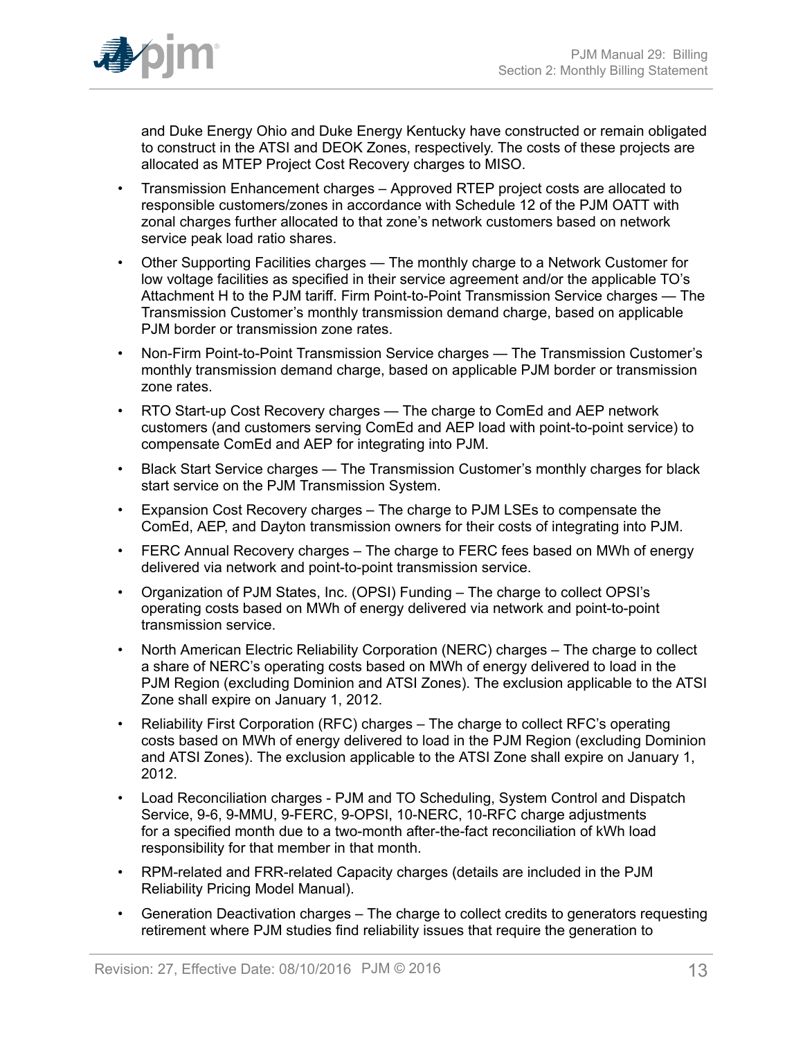and Duke Energy Ohio and Duke Energy Kentucky have constructed or remain obligated to construct in the ATSI and DEOK Zones, respectively. The costs of these projects are allocated as MTEP Project Cost Recovery charges to MISO.

- Transmission Enhancement charges – Approved RTEP project costs are allocated to responsible customers/zones in accordance with Schedule 12 of the PJM OATT with zonal charges further allocated to that zone's network customers based on network service peak load ratio shares.
- Other Supporting Facilities charges — The monthly charge to a Network Customer for low voltage facilities as specified in their service agreement and/or the applicable TO's Attachment H to the PJM tariff. Firm Point-to-Point Transmission Service charges — The Transmission Customer's monthly transmission demand charge, based on applicable PJM border or transmission zone rates.
- Non-Firm Point-to-Point Transmission Service charges — The Transmission Customer's monthly transmission demand charge, based on applicable PJM border or transmission zone rates.
- RTO Start-up Cost Recovery charges — The charge to ComEd and AEP network customers (and customers serving ComEd and AEP load with point-to-point service) to compensate ComEd and AEP for integrating into PJM.
- Black Start Service charges — The Transmission Customer's monthly charges for black start service on the PJM Transmission System.
- Expansion Cost Recovery charges – The charge to PJM LSEs to compensate the ComEd, AEP, and Dayton transmission owners for their costs of integrating into PJM.
- FERC Annual Recovery charges – The charge to FERC fees based on MWh of energy delivered via network and point-to-point transmission service.
- Organization of PJM States, Inc. (OPSI) Funding – The charge to collect OPSI's operating costs based on MWh of energy delivered via network and point-to-point transmission service.
- North American Electric Reliability Corporation (NERC) charges – The charge to collect a share of NERC's operating costs based on MWh of energy delivered to load in the PJM Region (excluding Dominion and ATSI Zones). The exclusion applicable to the ATSI Zone shall expire on January 1, 2012.
- Reliability First Corporation (RFC) charges – The charge to collect RFC's operating costs based on MWh of energy delivered to load in the PJM Region (excluding Dominion and ATSI Zones). The exclusion applicable to the ATSI Zone shall expire on January 1, 2012.
- Load Reconciliation charges - PJM and TO Scheduling, System Control and Dispatch Service, 9-6, 9-MMU, 9-FERC, 9-OPSI, 10-NERC, 10-RFC charge adjustments for a specified month due to a two-month after-the-fact reconciliation of kWh load responsibility for that member in that month.
- RPM-related and FRR-related Capacity charges (details are included in the PJM Reliability Pricing Model Manual).
- Generation Deactivation charges – The charge to collect credits to generators requesting retirement where PJM studies find reliability issues that require the generation to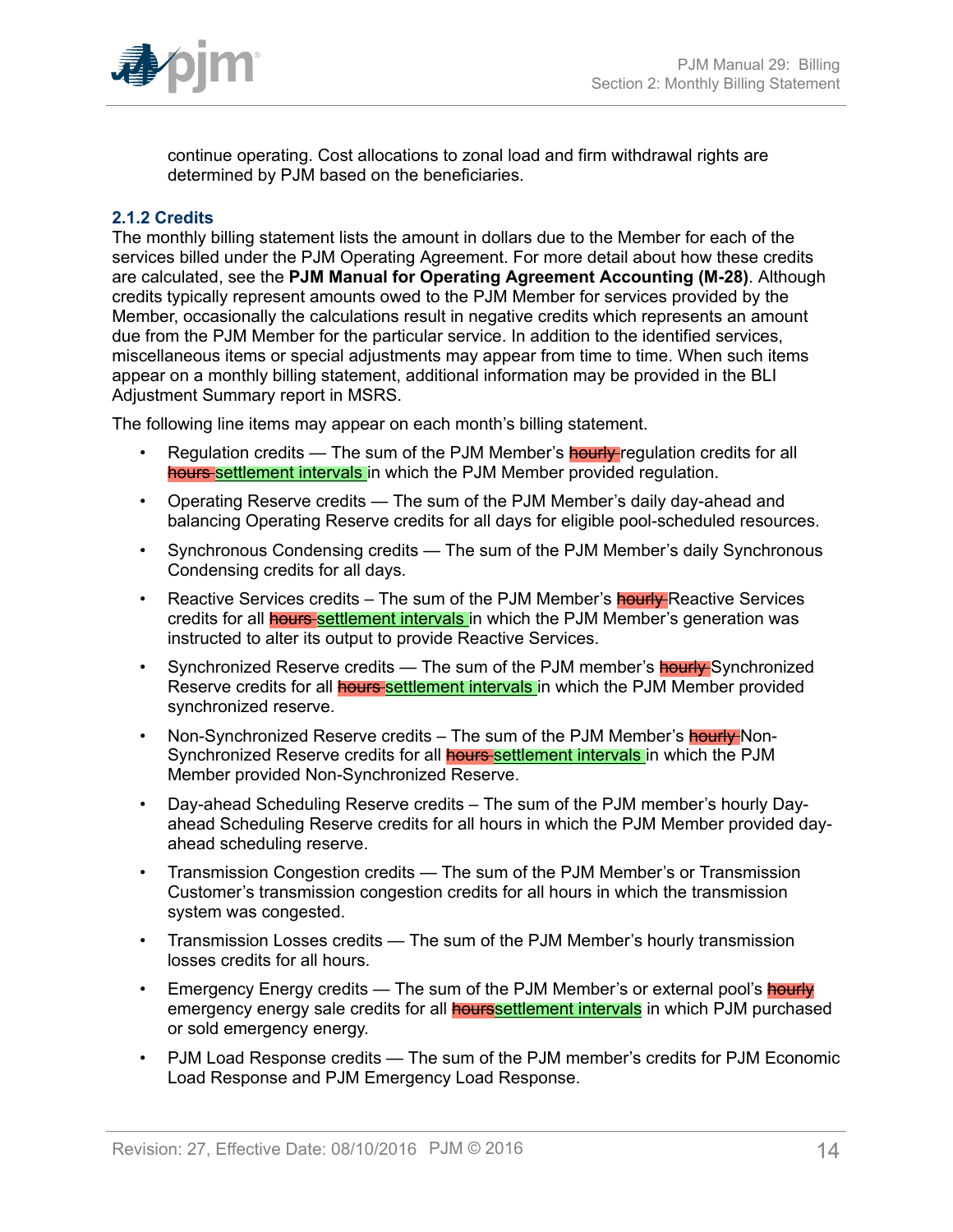continue operating. Cost allocations to zonal load and firm withdrawal rights are determined by PJM based on the beneficiaries.

### 2.1.2 Credits

The monthly billing statement lists the amount in dollars due to the Member for each of the services billed under the PJM Operating Agreement. For more detail about how these credits are calculated, see the **PJM Manual for Operating Agreement Accounting (M-28)**. Although credits typically represent amounts owed to the PJM Member for services provided by the Member, occasionally the calculations result in negative credits which represents an amount due from the PJM Member for the particular service. In addition to the identified services, miscellaneous items or special adjustments may appear from time to time. When such items appear on a monthly billing statement, additional information may be provided in the BLI Adjustment Summary report in MSRS.

The following line items may appear on each month's billing statement.

- Regulation credits — The sum of the PJM Member's ~~hourly~~ regulation credits for all ~~hours~~ settlement intervals in which the PJM Member provided regulation.
- Operating Reserve credits — The sum of the PJM Member's daily day-ahead and balancing Operating Reserve credits for all days for eligible pool-scheduled resources.
- Synchronous Condensing credits — The sum of the PJM Member's daily Synchronous Condensing credits for all days.
- Reactive Services credits – The sum of the PJM Member's ~~hourly~~ Reactive Services credits for all ~~hours~~ settlement intervals in which the PJM Member's generation was instructed to alter its output to provide Reactive Services.
- Synchronized Reserve credits — The sum of the PJM member's ~~hourly~~ Synchronized Reserve credits for all ~~hours~~ settlement intervals in which the PJM Member provided synchronized reserve.
- Non-Synchronized Reserve credits – The sum of the PJM Member's ~~hourly~~ Non-Synchronized Reserve credits for all ~~hours~~ settlement intervals in which the PJM Member provided Non-Synchronized Reserve.
- Day-ahead Scheduling Reserve credits – The sum of the PJM member's hourly Day-ahead Scheduling Reserve credits for all hours in which the PJM Member provided day-ahead scheduling reserve.
- Transmission Congestion credits — The sum of the PJM Member's or Transmission Customer's transmission congestion credits for all hours in which the transmission system was congested.
- Transmission Losses credits — The sum of the PJM Member's hourly transmission losses credits for all hours.
- Emergency Energy credits — The sum of the PJM Member's or external pool's ~~hourly~~ emergency energy sale credits for all ~~hours~~settlement intervals in which PJM purchased or sold emergency energy.
- PJM Load Response credits — The sum of the PJM member's credits for PJM Economic Load Response and PJM Emergency Load Response.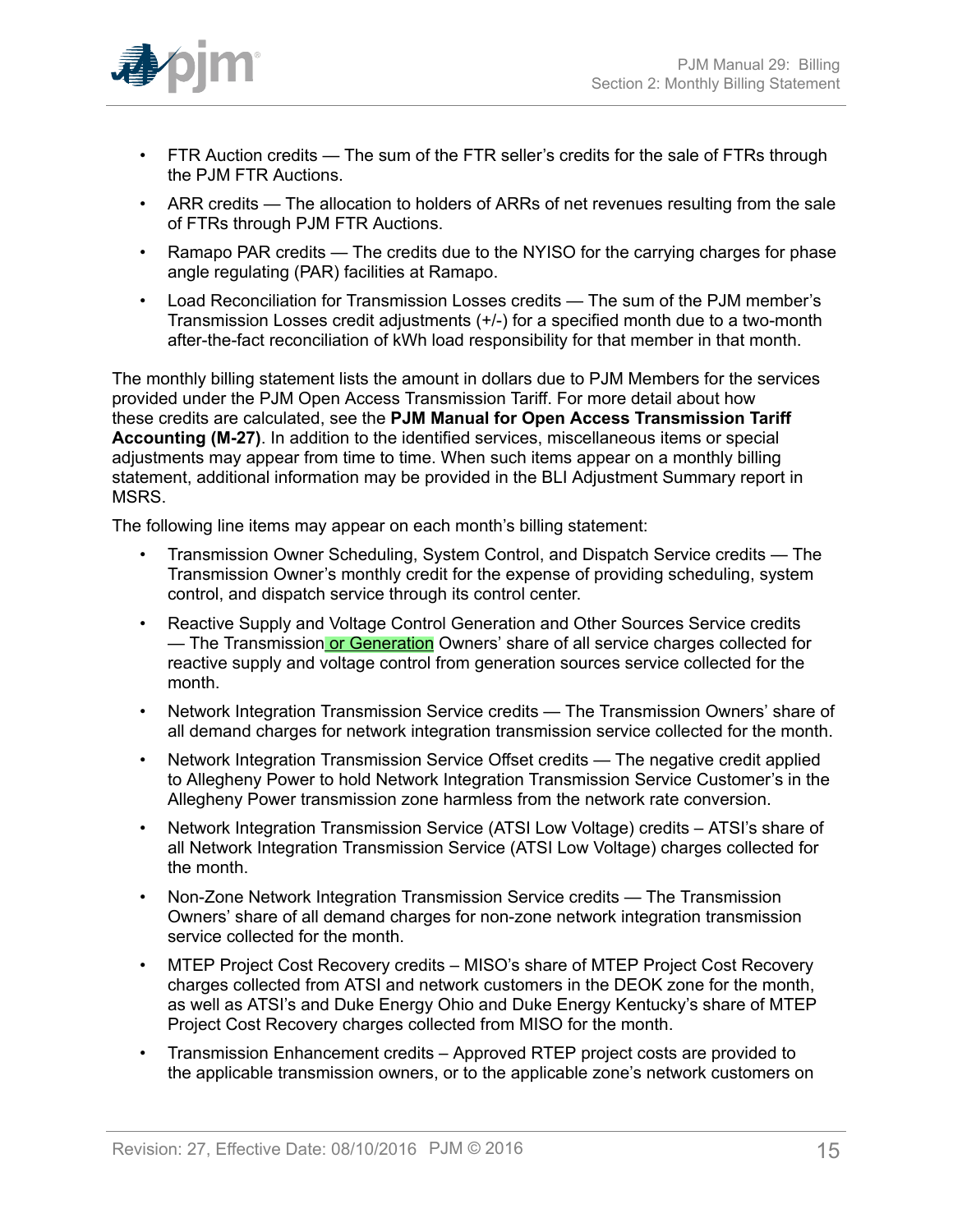- FTR Auction credits — The sum of the FTR seller's credits for the sale of FTRs through the PJM FTR Auctions.
- ARR credits — The allocation to holders of ARRs of net revenues resulting from the sale of FTRs through PJM FTR Auctions.
- Ramapo PAR credits — The credits due to the NYISO for the carrying charges for phase angle regulating (PAR) facilities at Ramapo.
- Load Reconciliation for Transmission Losses credits — The sum of the PJM member's Transmission Losses credit adjustments (+/-) for a specified month due to a two-month after-the-fact reconciliation of kWh load responsibility for that member in that month.

The monthly billing statement lists the amount in dollars due to PJM Members for the services provided under the PJM Open Access Transmission Tariff. For more detail about how these credits are calculated, see the **PJM Manual for Open Access Transmission Tariff Accounting (M-27)**. In addition to the identified services, miscellaneous items or special adjustments may appear from time to time. When such items appear on a monthly billing statement, additional information may be provided in the BLI Adjustment Summary report in MSRS.

The following line items may appear on each month's billing statement:

- Transmission Owner Scheduling, System Control, and Dispatch Service credits — The Transmission Owner's monthly credit for the expense of providing scheduling, system control, and dispatch service through its control center.
- Reactive Supply and Voltage Control Generation and Other Sources Service credits — The Transmission or Generation Owners' share of all service charges collected for reactive supply and voltage control from generation sources service collected for the month.
- Network Integration Transmission Service credits — The Transmission Owners' share of all demand charges for network integration transmission service collected for the month.
- Network Integration Transmission Service Offset credits — The negative credit applied to Allegheny Power to hold Network Integration Transmission Service Customer's in the Allegheny Power transmission zone harmless from the network rate conversion.
- Network Integration Transmission Service (ATSI Low Voltage) credits – ATSI's share of all Network Integration Transmission Service (ATSI Low Voltage) charges collected for the month.
- Non-Zone Network Integration Transmission Service credits — The Transmission Owners' share of all demand charges for non-zone network integration transmission service collected for the month.
- MTEP Project Cost Recovery credits – MISO's share of MTEP Project Cost Recovery charges collected from ATSI and network customers in the DEOK zone for the month, as well as ATSI's and Duke Energy Ohio and Duke Energy Kentucky's share of MTEP Project Cost Recovery charges collected from MISO for the month.
- Transmission Enhancement credits – Approved RTEP project costs are provided to the applicable transmission owners, or to the applicable zone's network customers on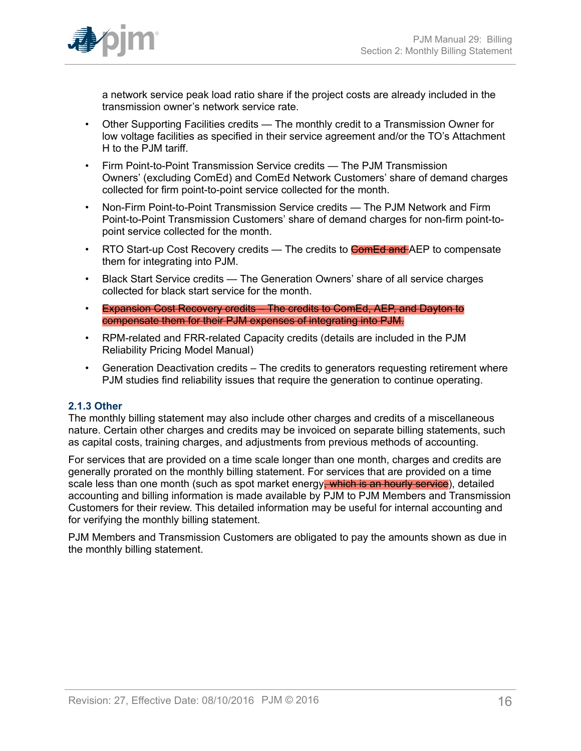a network service peak load ratio share if the project costs are already included in the transmission owner's network service rate.

- Other Supporting Facilities credits — The monthly credit to a Transmission Owner for low voltage facilities as specified in their service agreement and/or the TO's Attachment H to the PJM tariff.
- Firm Point-to-Point Transmission Service credits — The PJM Transmission Owners' (excluding ComEd) and ComEd Network Customers' share of demand charges collected for firm point-to-point service collected for the month.
- Non-Firm Point-to-Point Transmission Service credits — The PJM Network and Firm Point-to-Point Transmission Customers' share of demand charges for non-firm point-to-point service collected for the month.
- RTO Start-up Cost Recovery credits — The credits to ~~ComEd and~~ AEP to compensate them for integrating into PJM.
- Black Start Service credits — The Generation Owners' share of all service charges collected for black start service for the month.
- ~~Expansion Cost Recovery credits – The credits to ComEd, AEP, and Dayton to compensate them for their PJM expenses of integrating into PJM.~~
- RPM-related and FRR-related Capacity credits (details are included in the PJM Reliability Pricing Model Manual)
- Generation Deactivation credits – The credits to generators requesting retirement where PJM studies find reliability issues that require the generation to continue operating.

### 2.1.3 Other

The monthly billing statement may also include other charges and credits of a miscellaneous nature. Certain other charges and credits may be invoiced on separate billing statements, such as capital costs, training charges, and adjustments from previous methods of accounting.

For services that are provided on a time scale longer than one month, charges and credits are generally prorated on the monthly billing statement. For services that are provided on a time scale less than one month (such as spot market energy~~, which is an hourly service~~), detailed accounting and billing information is made available by PJM to PJM Members and Transmission Customers for their review. This detailed information may be useful for internal accounting and for verifying the monthly billing statement.

PJM Members and Transmission Customers are obligated to pay the amounts shown as due in the monthly billing statement.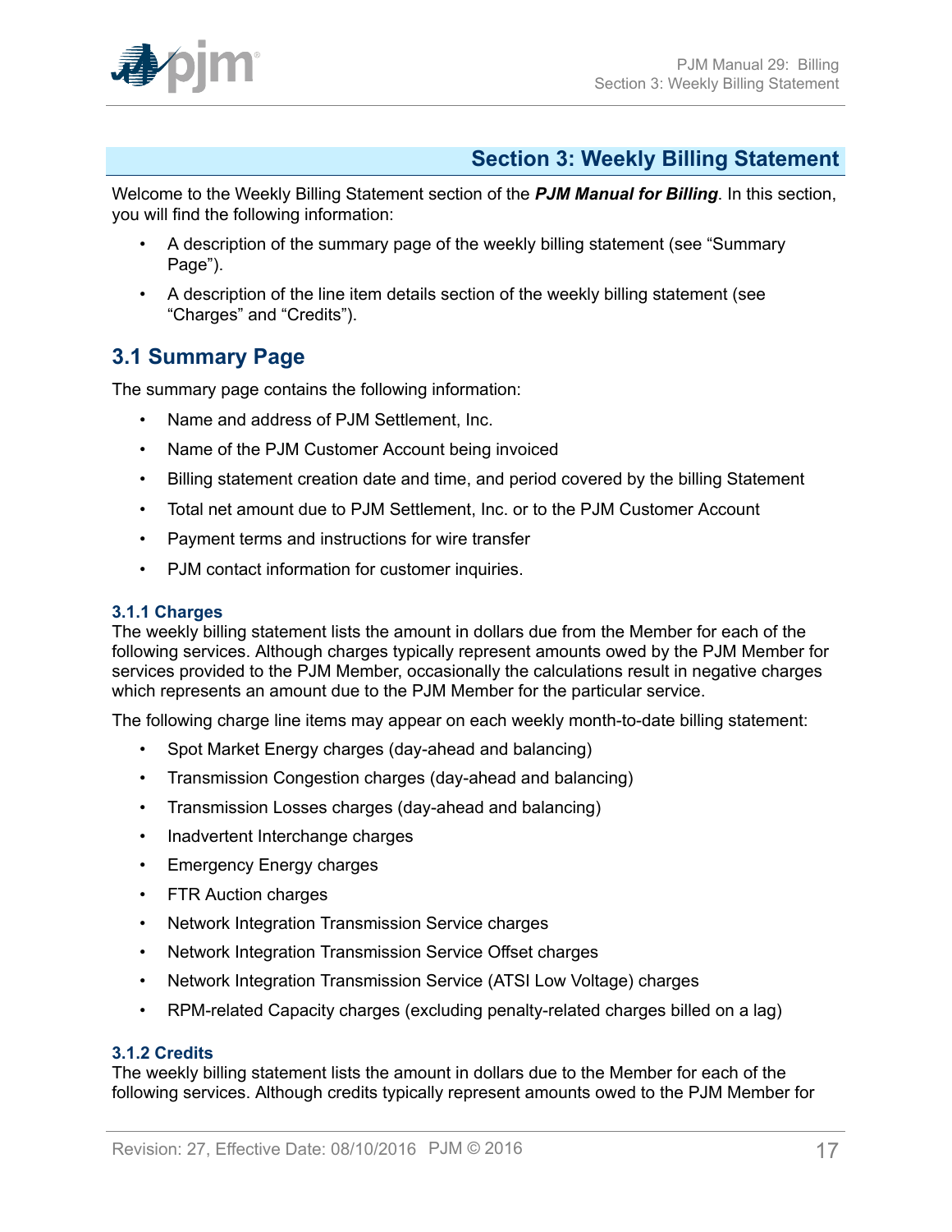## Section 3: Weekly Billing Statement

Welcome to the Weekly Billing Statement section of the ***PJM Manual for Billing***. In this section, you will find the following information:

- A description of the summary page of the weekly billing statement (see "Summary Page").
- A description of the line item details section of the weekly billing statement (see "Charges" and "Credits").

## 3.1 Summary Page

The summary page contains the following information:

- Name and address of PJM Settlement, Inc.
- Name of the PJM Customer Account being invoiced
- Billing statement creation date and time, and period covered by the billing Statement
- Total net amount due to PJM Settlement, Inc. or to the PJM Customer Account
- Payment terms and instructions for wire transfer
- PJM contact information for customer inquiries.

### 3.1.1 Charges

The weekly billing statement lists the amount in dollars due from the Member for each of the following services. Although charges typically represent amounts owed by the PJM Member for services provided to the PJM Member, occasionally the calculations result in negative charges which represents an amount due to the PJM Member for the particular service.

The following charge line items may appear on each weekly month-to-date billing statement:

- Spot Market Energy charges (day-ahead and balancing)
- Transmission Congestion charges (day-ahead and balancing)
- Transmission Losses charges (day-ahead and balancing)
- Inadvertent Interchange charges
- Emergency Energy charges
- FTR Auction charges
- Network Integration Transmission Service charges
- Network Integration Transmission Service Offset charges
- Network Integration Transmission Service (ATSI Low Voltage) charges
- RPM-related Capacity charges (excluding penalty-related charges billed on a lag)

### 3.1.2 Credits

The weekly billing statement lists the amount in dollars due to the Member for each of the following services. Although credits typically represent amounts owed to the PJM Member for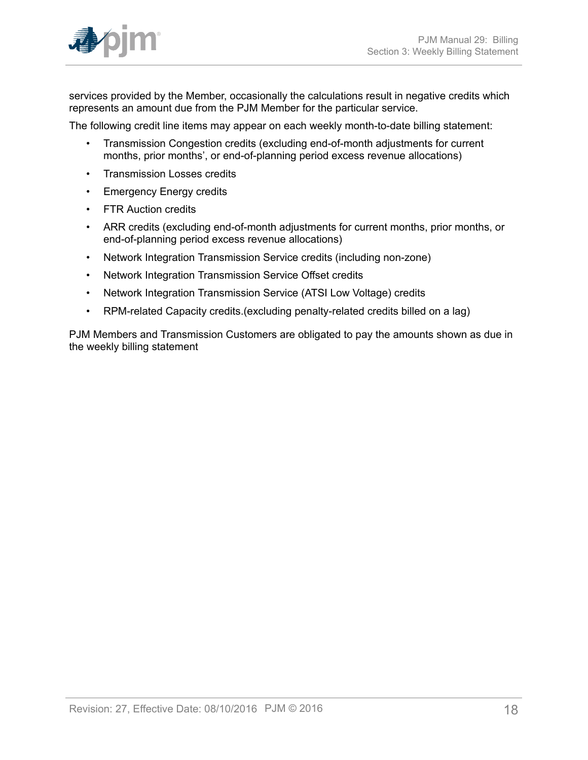services provided by the Member, occasionally the calculations result in negative credits which represents an amount due from the PJM Member for the particular service.

The following credit line items may appear on each weekly month-to-date billing statement:

- Transmission Congestion credits (excluding end-of-month adjustments for current months, prior months', or end-of-planning period excess revenue allocations)
- Transmission Losses credits
- Emergency Energy credits
- FTR Auction credits
- ARR credits (excluding end-of-month adjustments for current months, prior months, or end-of-planning period excess revenue allocations)
- Network Integration Transmission Service credits (including non-zone)
- Network Integration Transmission Service Offset credits
- Network Integration Transmission Service (ATSI Low Voltage) credits
- RPM-related Capacity credits.(excluding penalty-related credits billed on a lag)

PJM Members and Transmission Customers are obligated to pay the amounts shown as due in the weekly billing statement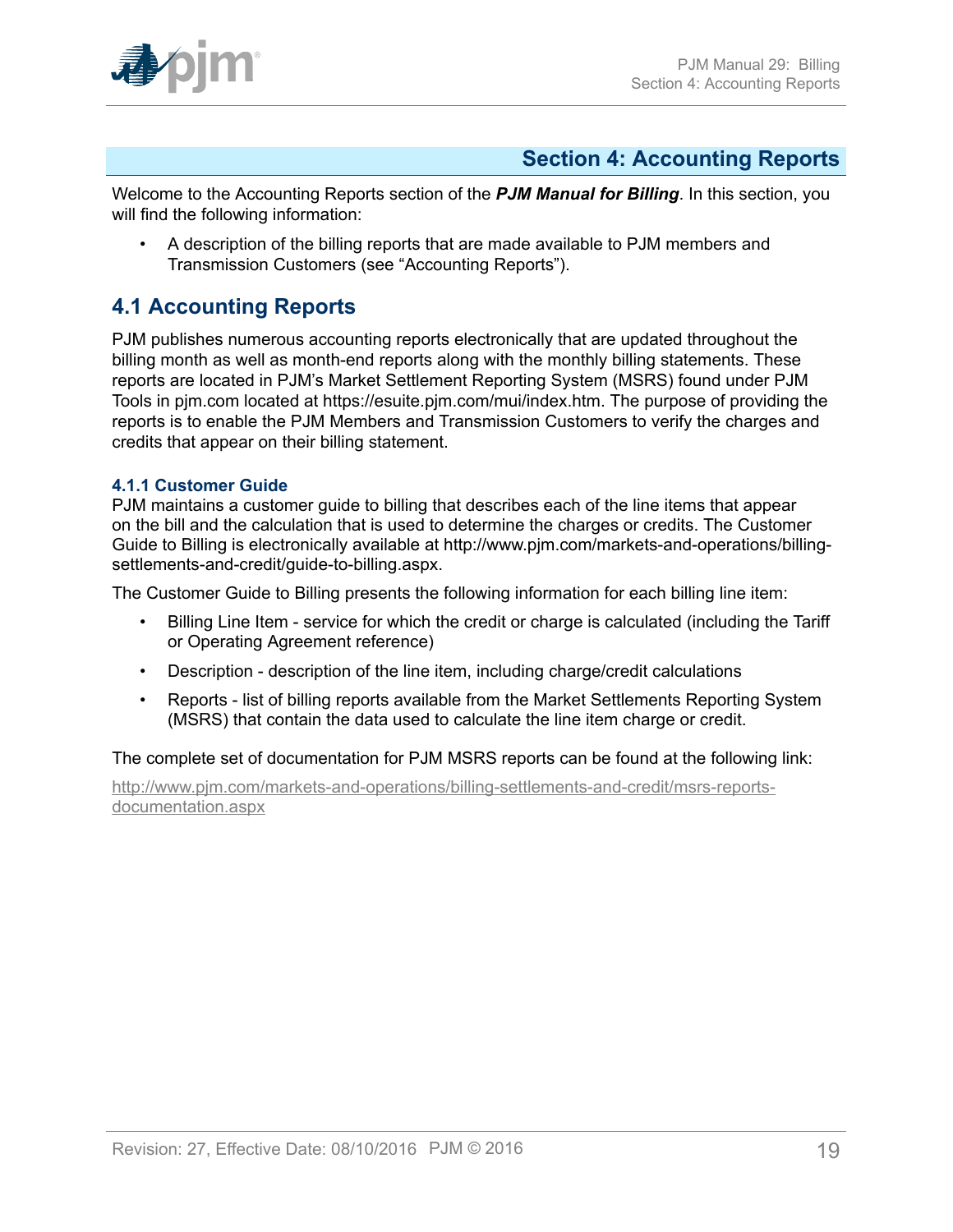# Section 4: Accounting Reports

Welcome to the Accounting Reports section of the ***PJM Manual for Billing***. In this section, you will find the following information:

- A description of the billing reports that are made available to PJM members and Transmission Customers (see "Accounting Reports").

## 4.1 Accounting Reports

PJM publishes numerous accounting reports electronically that are updated throughout the billing month as well as month-end reports along with the monthly billing statements. These reports are located in PJM's Market Settlement Reporting System (MSRS) found under PJM Tools in pjm.com located at https://esuite.pjm.com/mui/index.htm. The purpose of providing the reports is to enable the PJM Members and Transmission Customers to verify the charges and credits that appear on their billing statement.

### 4.1.1 Customer Guide

PJM maintains a customer guide to billing that describes each of the line items that appear on the bill and the calculation that is used to determine the charges or credits. The Customer Guide to Billing is electronically available at http://www.pjm.com/markets-and-operations/billing-settlements-and-credit/guide-to-billing.aspx.

The Customer Guide to Billing presents the following information for each billing line item:

- Billing Line Item - service for which the credit or charge is calculated (including the Tariff or Operating Agreement reference)
- Description - description of the line item, including charge/credit calculations
- Reports - list of billing reports available from the Market Settlements Reporting System (MSRS) that contain the data used to calculate the line item charge or credit.

The complete set of documentation for PJM MSRS reports can be found at the following link:

http://www.pjm.com/markets-and-operations/billing-settlements-and-credit/msrs-reports-documentation.aspx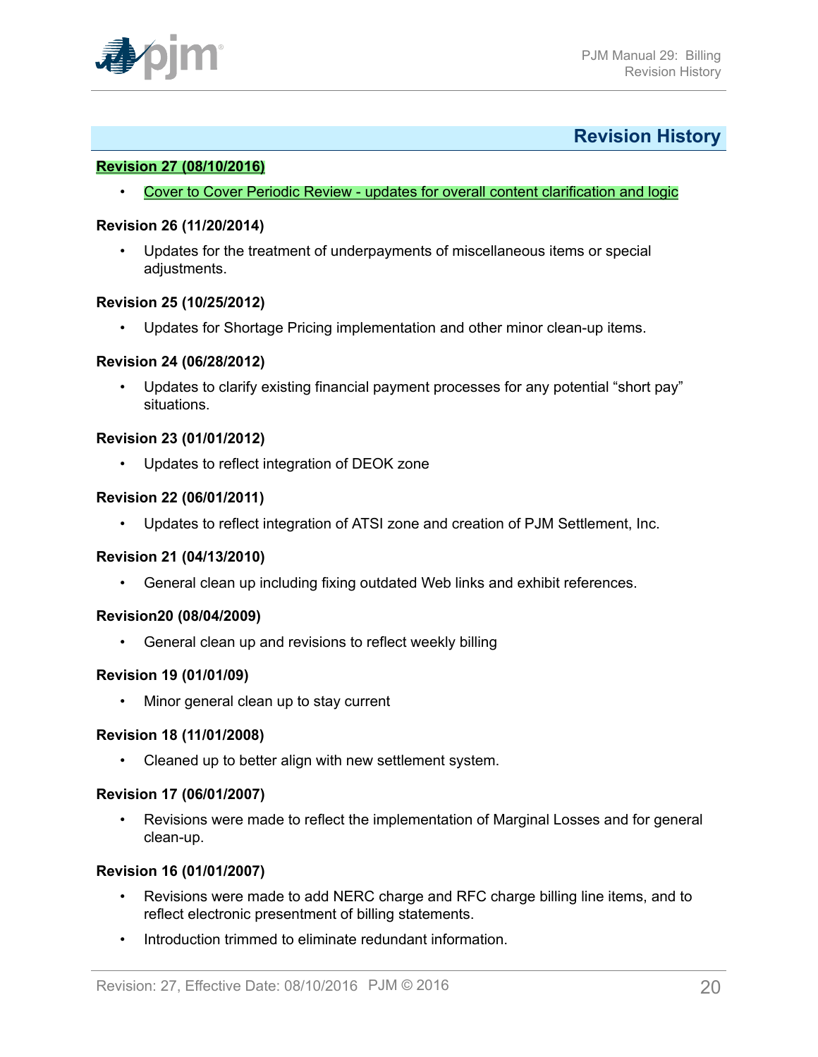# Revision History

**Revision 27 (08/10/2016)**

- Cover to Cover Periodic Review - updates for overall content clarification and logic

**Revision 26 (11/20/2014)**

- Updates for the treatment of underpayments of miscellaneous items or special adjustments.

**Revision 25 (10/25/2012)**

- Updates for Shortage Pricing implementation and other minor clean-up items.

**Revision 24 (06/28/2012)**

- Updates to clarify existing financial payment processes for any potential "short pay" situations.

**Revision 23 (01/01/2012)**

- Updates to reflect integration of DEOK zone

**Revision 22 (06/01/2011)**

- Updates to reflect integration of ATSI zone and creation of PJM Settlement, Inc.

**Revision 21 (04/13/2010)**

- General clean up including fixing outdated Web links and exhibit references.

**Revision20 (08/04/2009)**

- General clean up and revisions to reflect weekly billing

**Revision 19 (01/01/09)**

- Minor general clean up to stay current

**Revision 18 (11/01/2008)**

- Cleaned up to better align with new settlement system.

**Revision 17 (06/01/2007)**

- Revisions were made to reflect the implementation of Marginal Losses and for general clean-up.

**Revision 16 (01/01/2007)**

- Revisions were made to add NERC charge and RFC charge billing line items, and to reflect electronic presentment of billing statements.
- Introduction trimmed to eliminate redundant information.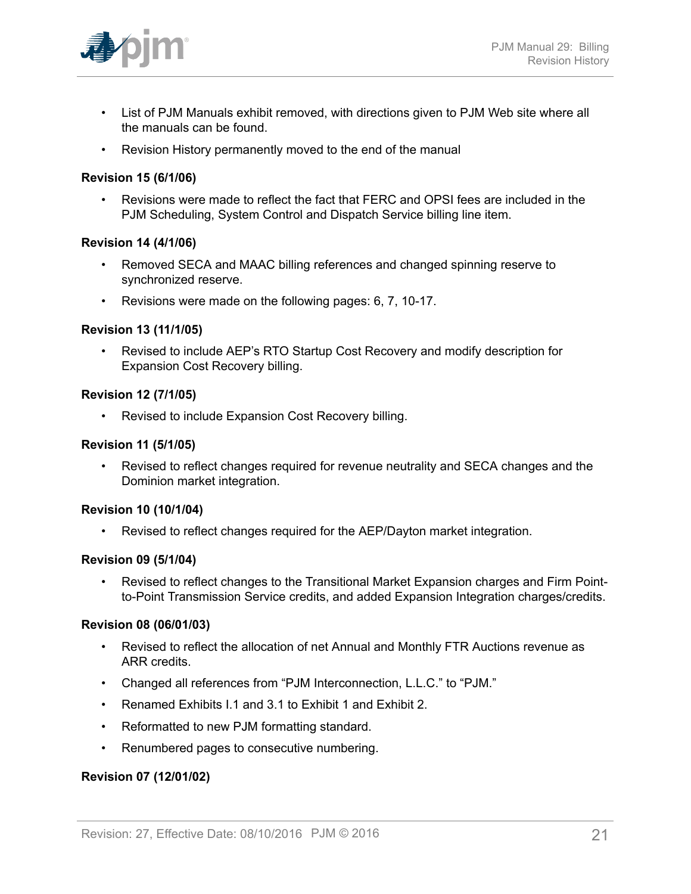- List of PJM Manuals exhibit removed, with directions given to PJM Web site where all the manuals can be found.
- Revision History permanently moved to the end of the manual

**Revision 15 (6/1/06)**

- Revisions were made to reflect the fact that FERC and OPSI fees are included in the PJM Scheduling, System Control and Dispatch Service billing line item.

**Revision 14 (4/1/06)**

- Removed SECA and MAAC billing references and changed spinning reserve to synchronized reserve.
- Revisions were made on the following pages: 6, 7, 10-17.

**Revision 13 (11/1/05)**

- Revised to include AEP's RTO Startup Cost Recovery and modify description for Expansion Cost Recovery billing.

**Revision 12 (7/1/05)**

- Revised to include Expansion Cost Recovery billing.

**Revision 11 (5/1/05)**

- Revised to reflect changes required for revenue neutrality and SECA changes and the Dominion market integration.

**Revision 10 (10/1/04)**

- Revised to reflect changes required for the AEP/Dayton market integration.

**Revision 09 (5/1/04)**

- Revised to reflect changes to the Transitional Market Expansion charges and Firm Point-to-Point Transmission Service credits, and added Expansion Integration charges/credits.

**Revision 08 (06/01/03)**

- Revised to reflect the allocation of net Annual and Monthly FTR Auctions revenue as ARR credits.
- Changed all references from "PJM Interconnection, L.L.C." to "PJM."
- Renamed Exhibits I.1 and 3.1 to Exhibit 1 and Exhibit 2.
- Reformatted to new PJM formatting standard.
- Renumbered pages to consecutive numbering.

**Revision 07 (12/01/02)**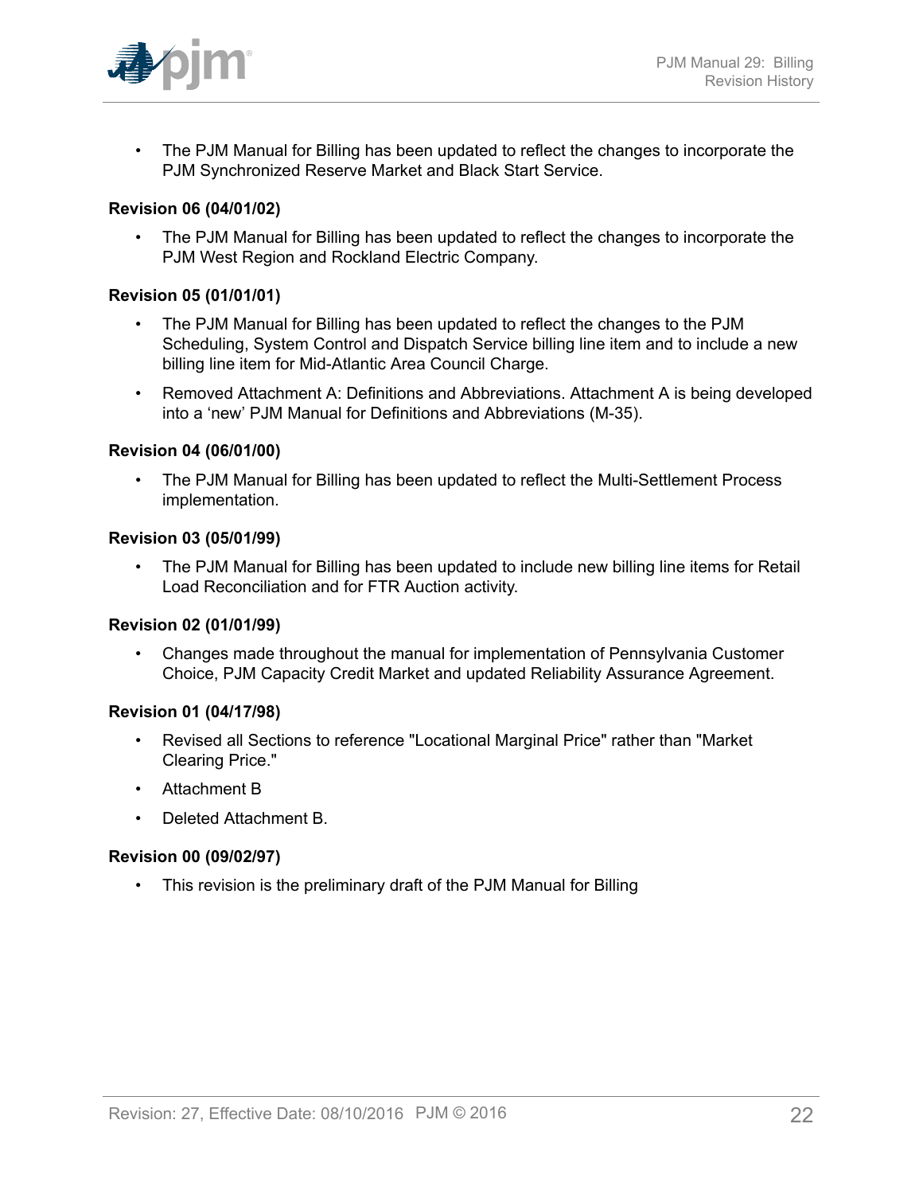- The PJM Manual for Billing has been updated to reflect the changes to incorporate the PJM Synchronized Reserve Market and Black Start Service.

**Revision 06 (04/01/02)**

- The PJM Manual for Billing has been updated to reflect the changes to incorporate the PJM West Region and Rockland Electric Company.

**Revision 05 (01/01/01)**

- The PJM Manual for Billing has been updated to reflect the changes to the PJM Scheduling, System Control and Dispatch Service billing line item and to include a new billing line item for Mid-Atlantic Area Council Charge.
- Removed Attachment A: Definitions and Abbreviations. Attachment A is being developed into a 'new' PJM Manual for Definitions and Abbreviations (M-35).

**Revision 04 (06/01/00)**

- The PJM Manual for Billing has been updated to reflect the Multi-Settlement Process implementation.

**Revision 03 (05/01/99)**

- The PJM Manual for Billing has been updated to include new billing line items for Retail Load Reconciliation and for FTR Auction activity.

**Revision 02 (01/01/99)**

- Changes made throughout the manual for implementation of Pennsylvania Customer Choice, PJM Capacity Credit Market and updated Reliability Assurance Agreement.

**Revision 01 (04/17/98)**

- Revised all Sections to reference "Locational Marginal Price" rather than "Market Clearing Price."
- Attachment B
- Deleted Attachment B.

**Revision 00 (09/02/97)**

- This revision is the preliminary draft of the PJM Manual for Billing